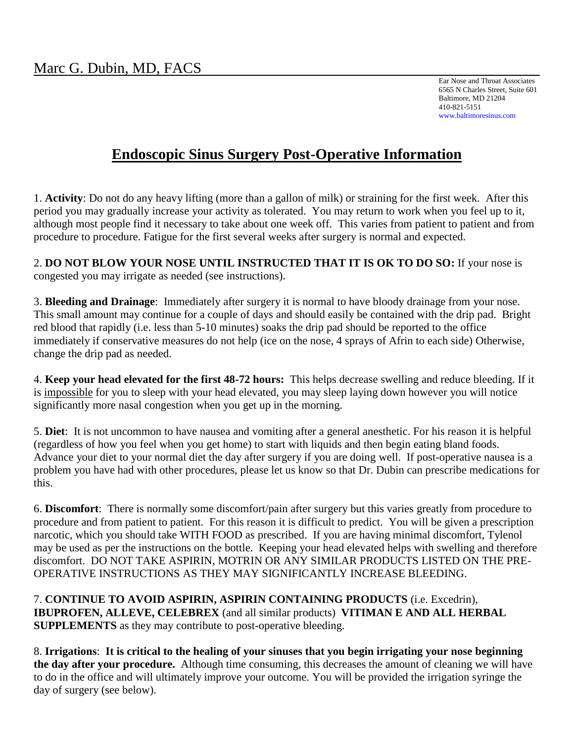# Marc G. Dubin, MD, FACS

Ear Nose and Throat Associates
6565 N Charles Street, Suite 601
Baltimore, MD 21204
410-821-5151
www.baltimoresinus.com

## Endoscopic Sinus Surgery Post-Operative Information

1. **Activity**: Do not do any heavy lifting (more than a gallon of milk) or straining for the first week. After this period you may gradually increase your activity as tolerated. You may return to work when you feel up to it, although most people find it necessary to take about one week off. This varies from patient to patient and from procedure to procedure. Fatigue for the first several weeks after surgery is normal and expected.

2. **DO NOT BLOW YOUR NOSE UNTIL INSTRUCTED THAT IT IS OK TO DO SO:** If your nose is congested you may irrigate as needed (see instructions).

3. **Bleeding and Drainage**: Immediately after surgery it is normal to have bloody drainage from your nose. This small amount may continue for a couple of days and should easily be contained with the drip pad. Bright red blood that rapidly (i.e. less than 5-10 minutes) soaks the drip pad should be reported to the office immediately if conservative measures do not help (ice on the nose, 4 sprays of Afrin to each side) Otherwise, change the drip pad as needed.

4. **Keep your head elevated for the first 48-72 hours:** This helps decrease swelling and reduce bleeding. If it is impossible for you to sleep with your head elevated, you may sleep laying down however you will notice significantly more nasal congestion when you get up in the morning.

5. **Diet**: It is not uncommon to have nausea and vomiting after a general anesthetic. For his reason it is helpful (regardless of how you feel when you get home) to start with liquids and then begin eating bland foods. Advance your diet to your normal diet the day after surgery if you are doing well. If post-operative nausea is a problem you have had with other procedures, please let us know so that Dr. Dubin can prescribe medications for this.

6. **Discomfort**: There is normally some discomfort/pain after surgery but this varies greatly from procedure to procedure and from patient to patient. For this reason it is difficult to predict. You will be given a prescription narcotic, which you should take WITH FOOD as prescribed. If you are having minimal discomfort, Tylenol may be used as per the instructions on the bottle. Keeping your head elevated helps with swelling and therefore discomfort. DO NOT TAKE ASPIRIN, MOTRIN OR ANY SIMILAR PRODUCTS LISTED ON THE PRE-OPERATIVE INSTRUCTIONS AS THEY MAY SIGNIFICANTLY INCREASE BLEEDING.

7. **CONTINUE TO AVOID ASPIRIN, ASPIRIN CONTAINING PRODUCTS** (i.e. Excedrin), **IBUPROFEN, ALLEVE, CELEBREX** (and all similar products) **VITIMAN E AND ALL HERBAL SUPPLEMENTS** as they may contribute to post-operative bleeding.

8. **Irrigations**: **It is critical to the healing of your sinuses that you begin irrigating your nose beginning the day after your procedure.** Although time consuming, this decreases the amount of cleaning we will have to do in the office and will ultimately improve your outcome. You will be provided the irrigation syringe the day of surgery (see below).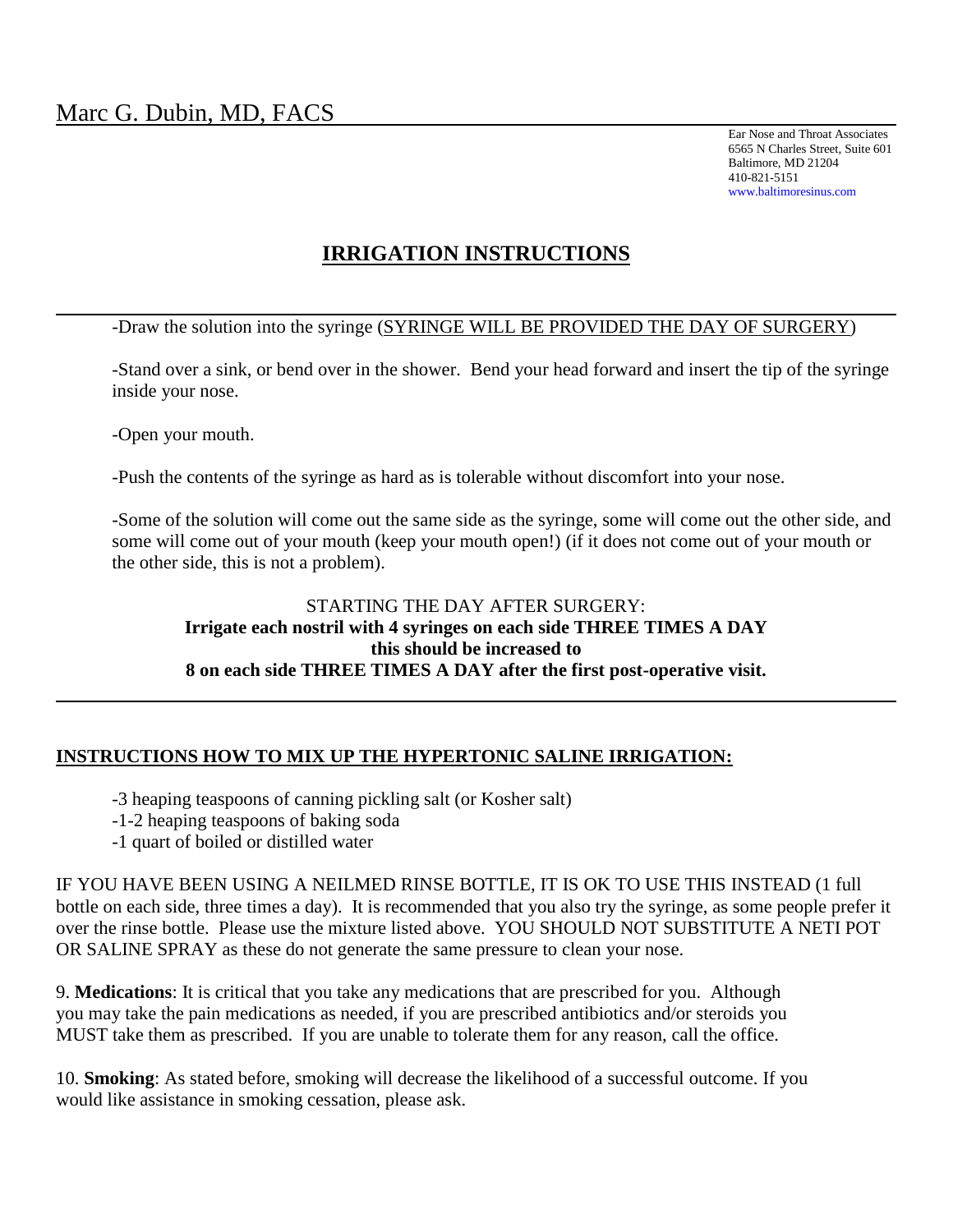Marc G. Dubin, MD, FACS

Ear Nose and Throat Associates
6565 N Charles Street, Suite 601
Baltimore, MD 21204
410-821-5151
www.baltimoresinus.com

# IRRIGATION INSTRUCTIONS

-Draw the solution into the syringe (SYRINGE WILL BE PROVIDED THE DAY OF SURGERY)

-Stand over a sink, or bend over in the shower. Bend your head forward and insert the tip of the syringe inside your nose.

-Open your mouth.

-Push the contents of the syringe as hard as is tolerable without discomfort into your nose.

-Some of the solution will come out the same side as the syringe, some will come out the other side, and some will come out of your mouth (keep your mouth open!) (if it does not come out of your mouth or the other side, this is not a problem).

STARTING THE DAY AFTER SURGERY:
**Irrigate each nostril with 4 syringes on each side THREE TIMES A DAY this should be increased to 8 on each side THREE TIMES A DAY after the first post-operative visit.**

## INSTRUCTIONS HOW TO MIX UP THE HYPERTONIC SALINE IRRIGATION:

-3 heaping teaspoons of canning pickling salt (or Kosher salt)
-1-2 heaping teaspoons of baking soda
-1 quart of boiled or distilled water

IF YOU HAVE BEEN USING A NEILMED RINSE BOTTLE, IT IS OK TO USE THIS INSTEAD (1 full bottle on each side, three times a day). It is recommended that you also try the syringe, as some people prefer it over the rinse bottle. Please use the mixture listed above. YOU SHOULD NOT SUBSTITUTE A NETI POT OR SALINE SPRAY as these do not generate the same pressure to clean your nose.

9. **Medications**: It is critical that you take any medications that are prescribed for you. Although you may take the pain medications as needed, if you are prescribed antibiotics and/or steroids you MUST take them as prescribed. If you are unable to tolerate them for any reason, call the office.

10. **Smoking**: As stated before, smoking will decrease the likelihood of a successful outcome. If you would like assistance in smoking cessation, please ask.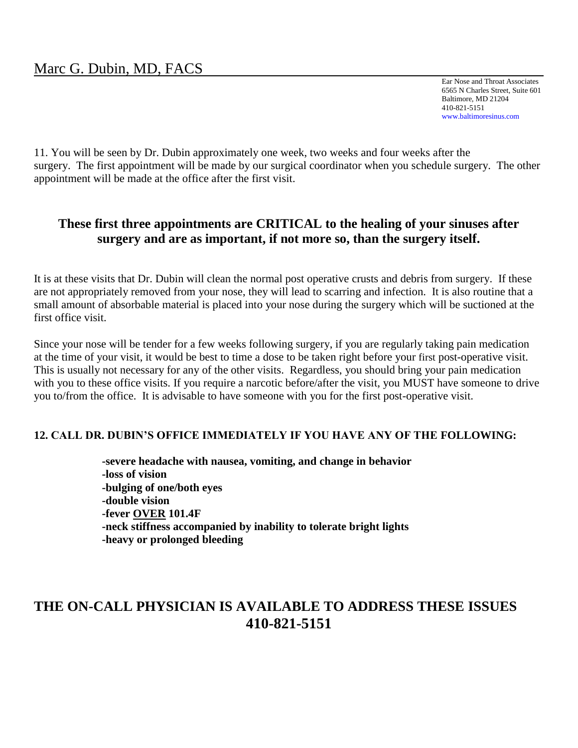# Marc G. Dubin, MD, FACS

Ear Nose and Throat Associates
6565 N Charles Street, Suite 601
Baltimore, MD 21204
410-821-5151
www.baltimoresinus.com

11. You will be seen by Dr. Dubin approximately one week, two weeks and four weeks after the surgery. The first appointment will be made by our surgical coordinator when you schedule surgery. The other appointment will be made at the office after the first visit.

## These first three appointments are CRITICAL to the healing of your sinuses after surgery and are as important, if not more so, than the surgery itself.

It is at these visits that Dr. Dubin will clean the normal post operative crusts and debris from surgery. If these are not appropriately removed from your nose, they will lead to scarring and infection. It is also routine that a small amount of absorbable material is placed into your nose during the surgery which will be suctioned at the first office visit.

Since your nose will be tender for a few weeks following surgery, if you are regularly taking pain medication at the time of your visit, it would be best to time a dose to be taken right before your first post-operative visit. This is usually not necessary for any of the other visits. Regardless, you should bring your pain medication with you to these office visits. If you require a narcotic before/after the visit, you MUST have someone to drive you to/from the office. It is advisable to have someone with you for the first post-operative visit.

**12. CALL DR. DUBIN'S OFFICE IMMEDIATELY IF YOU HAVE ANY OF THE FOLLOWING:**

**-severe headache with nausea, vomiting, and change in behavior**
**-loss of vision**
**-bulging of one/both eyes**
**-double vision**
**-fever <u>OVER</u> 101.4F**
**-neck stiffness accompanied by inability to tolerate bright lights**
**-heavy or prolonged bleeding**

## THE ON-CALL PHYSICIAN IS AVAILABLE TO ADDRESS THESE ISSUES 410-821-5151